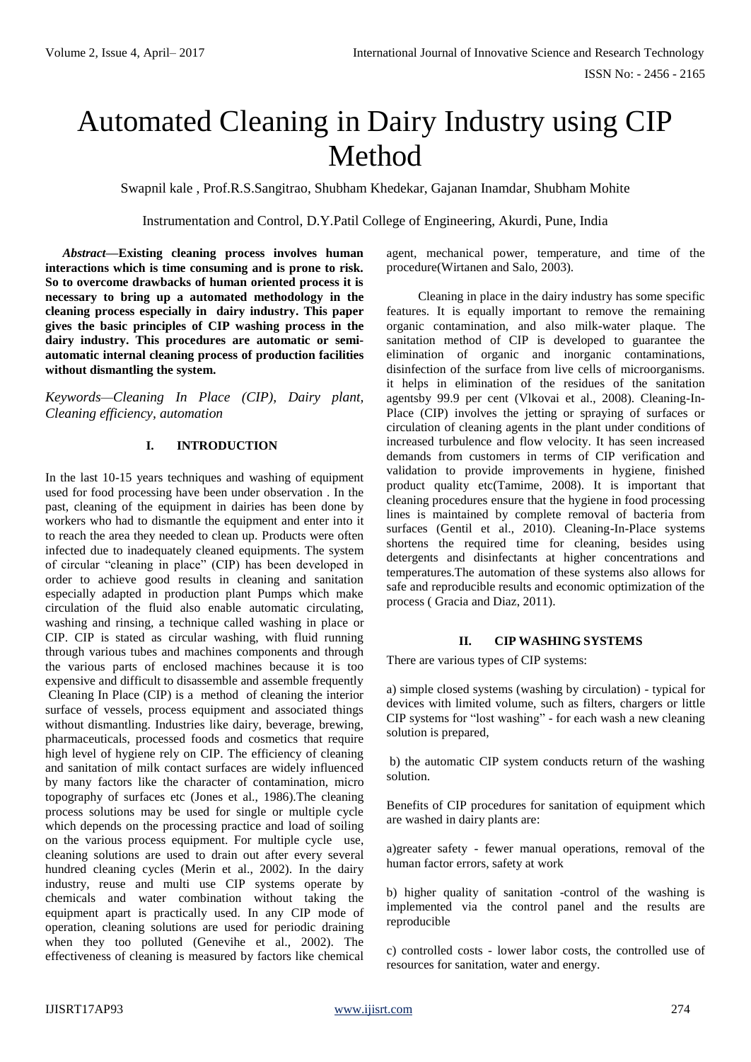# Automated Cleaning in Dairy Industry using CIP Method

Swapnil kale , Prof.R.S.Sangitrao, Shubham Khedekar, Gajanan Inamdar, Shubham Mohite

Instrumentation and Control, D.Y.Patil College of Engineering, Akurdi, Pune, India

***Abstract*—Existing cleaning process involves human interactions which is time consuming and is prone to risk. So to overcome drawbacks of human oriented process it is necessary to bring up a automated methodology in the cleaning process especially in dairy industry. This paper gives the basic principles of CIP washing process in the dairy industry. This procedures are automatic or semi-automatic internal cleaning process of production facilities without dismantling the system.**

*Keywords—Cleaning In Place (CIP), Dairy plant, Cleaning efficiency, automation*

## I. INTRODUCTION

In the last 10-15 years techniques and washing of equipment used for food processing have been under observation . In the past, cleaning of the equipment in dairies has been done by workers who had to dismantle the equipment and enter into it to reach the area they needed to clean up. Products were often infected due to inadequately cleaned equipments. The system of circular "cleaning in place" (CIP) has been developed in order to achieve good results in cleaning and sanitation especially adapted in production plant Pumps which make circulation of the fluid also enable automatic circulating, washing and rinsing, a technique called washing in place or CIP. CIP is stated as circular washing, with fluid running through various tubes and machines components and through the various parts of enclosed machines because it is too expensive and difficult to disassemble and assemble frequently Cleaning In Place (CIP) is a method of cleaning the interior surface of vessels, process equipment and associated things without dismantling. Industries like dairy, beverage, brewing, pharmaceuticals, processed foods and cosmetics that require high level of hygiene rely on CIP. The efficiency of cleaning and sanitation of milk contact surfaces are widely influenced by many factors like the character of contamination, micro topography of surfaces etc (Jones et al., 1986).The cleaning process solutions may be used for single or multiple cycle which depends on the processing practice and load of soiling on the various process equipment. For multiple cycle use, cleaning solutions are used to drain out after every several hundred cleaning cycles (Merin et al., 2002). In the dairy industry, reuse and multi use CIP systems operate by chemicals and water combination without taking the equipment apart is practically used. In any CIP mode of operation, cleaning solutions are used for periodic draining when they too polluted (Genevihe et al., 2002). The effectiveness of cleaning is measured by factors like chemical agent, mechanical power, temperature, and time of the procedure(Wirtanen and Salo, 2003).

Cleaning in place in the dairy industry has some specific features. It is equally important to remove the remaining organic contamination, and also milk-water plaque. The sanitation method of CIP is developed to guarantee the elimination of organic and inorganic contaminations, disinfection of the surface from live cells of microorganisms. it helps in elimination of the residues of the sanitation agentsby 99.9 per cent (Vlkovai et al., 2008). Cleaning-In-Place (CIP) involves the jetting or spraying of surfaces or circulation of cleaning agents in the plant under conditions of increased turbulence and flow velocity. It has seen increased demands from customers in terms of CIP verification and validation to provide improvements in hygiene, finished product quality etc(Tamime, 2008). It is important that cleaning procedures ensure that the hygiene in food processing lines is maintained by complete removal of bacteria from surfaces (Gentil et al., 2010). Cleaning-In-Place systems shortens the required time for cleaning, besides using detergents and disinfectants at higher concentrations and temperatures.The automation of these systems also allows for safe and reproducible results and economic optimization of the process ( Gracia and Diaz, 2011).

## II. CIP WASHING SYSTEMS

There are various types of CIP systems:

a) simple closed systems (washing by circulation) - typical for devices with limited volume, such as filters, chargers or little CIP systems for "lost washing" - for each wash a new cleaning solution is prepared,

b) the automatic CIP system conducts return of the washing solution.

Benefits of CIP procedures for sanitation of equipment which are washed in dairy plants are:

a)greater safety - fewer manual operations, removal of the human factor errors, safety at work

b) higher quality of sanitation -control of the washing is implemented via the control panel and the results are reproducible

c) controlled costs - lower labor costs, the controlled use of resources for sanitation, water and energy.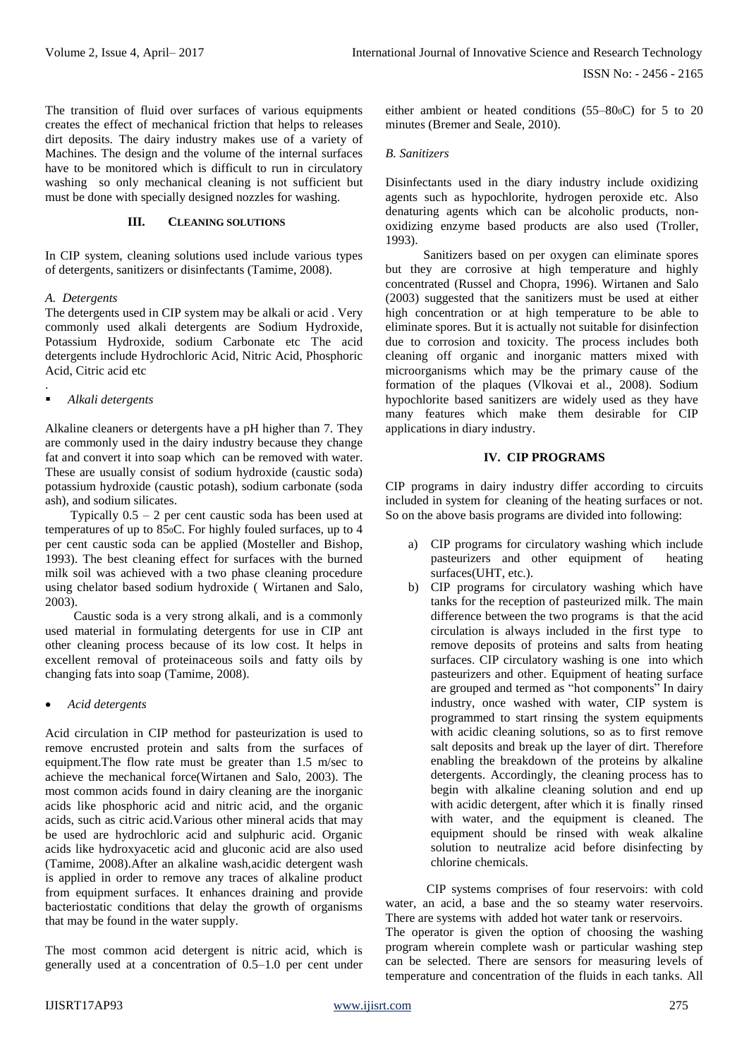The transition of fluid over surfaces of various equipments creates the effect of mechanical friction that helps to releases dirt deposits. The dairy industry makes use of a variety of Machines. The design and the volume of the internal surfaces have to be monitored which is difficult to run in circulatory washing so only mechanical cleaning is not sufficient but must be done with specially designed nozzles for washing.

## III. Cleaning solutions

In CIP system, cleaning solutions used include various types of detergents, sanitizers or disinfectants (Tamime, 2008).

### *A. Detergents*

The detergents used in CIP system may be alkali or acid . Very commonly used alkali detergents are Sodium Hydroxide, Potassium Hydroxide, sodium Carbonate etc The acid detergents include Hydrochloric Acid, Nitric Acid, Phosphoric Acid, Citric acid etc

.

- *Alkali detergents*

Alkaline cleaners or detergents have a pH higher than 7. They are commonly used in the dairy industry because they change fat and convert it into soap which can be removed with water. These are usually consist of sodium hydroxide (caustic soda) potassium hydroxide (caustic potash), sodium carbonate (soda ash), and sodium silicates.

Typically 0.5 – 2 per cent caustic soda has been used at temperatures of up to 85$_0$C. For highly fouled surfaces, up to 4 per cent caustic soda can be applied (Mosteller and Bishop, 1993). The best cleaning effect for surfaces with the burned milk soil was achieved with a two phase cleaning procedure using chelator based sodium hydroxide ( Wirtanen and Salo, 2003).

Caustic soda is a very strong alkali, and is a commonly used material in formulating detergents for use in CIP ant other cleaning process because of its low cost. It helps in excellent removal of proteinaceous soils and fatty oils by changing fats into soap (Tamime, 2008).

- *Acid detergents*

Acid circulation in CIP method for pasteurization is used to remove encrusted protein and salts from the surfaces of equipment.The flow rate must be greater than 1.5 m/sec to achieve the mechanical force(Wirtanen and Salo, 2003). The most common acids found in dairy cleaning are the inorganic acids like phosphoric acid and nitric acid, and the organic acids, such as citric acid.Various other mineral acids that may be used are hydrochloric acid and sulphuric acid. Organic acids like hydroxyacetic acid and gluconic acid are also used (Tamime, 2008).After an alkaline wash,acidic detergent wash is applied in order to remove any traces of alkaline product from equipment surfaces. It enhances draining and provide bacteriostatic conditions that delay the growth of organisms that may be found in the water supply.

The most common acid detergent is nitric acid, which is generally used at a concentration of 0.5–1.0 per cent under either ambient or heated conditions (55–80$_0$C) for 5 to 20 minutes (Bremer and Seale, 2010).

### *B. Sanitizers*

Disinfectants used in the diary industry include oxidizing agents such as hypochlorite, hydrogen peroxide etc. Also denaturing agents which can be alcoholic products, non-oxidizing enzyme based products are also used (Troller, 1993).

Sanitizers based on per oxygen can eliminate spores but they are corrosive at high temperature and highly concentrated (Russel and Chopra, 1996). Wirtanen and Salo (2003) suggested that the sanitizers must be used at either high concentration or at high temperature to be able to eliminate spores. But it is actually not suitable for disinfection due to corrosion and toxicity. The process includes both cleaning off organic and inorganic matters mixed with microorganisms which may be the primary cause of the formation of the plaques (Vlkovai et al., 2008). Sodium hypochlorite based sanitizers are widely used as they have many features which make them desirable for CIP applications in diary industry.

## IV. CIP PROGRAMS

CIP programs in dairy industry differ according to circuits included in system for cleaning of the heating surfaces or not. So on the above basis programs are divided into following:

a) CIP programs for circulatory washing which include pasteurizers and other equipment of heating surfaces(UHT, etc.).

b) CIP programs for circulatory washing which have tanks for the reception of pasteurized milk. The main difference between the two programs is that the acid circulation is always included in the first type to remove deposits of proteins and salts from heating surfaces. CIP circulatory washing is one into which pasteurizers and other. Equipment of heating surface are grouped and termed as "hot components" In dairy industry, once washed with water, CIP system is programmed to start rinsing the system equipments with acidic cleaning solutions, so as to first remove salt deposits and break up the layer of dirt. Therefore enabling the breakdown of the proteins by alkaline detergents. Accordingly, the cleaning process has to begin with alkaline cleaning solution and end up with acidic detergent, after which it is finally rinsed with water, and the equipment is cleaned. The equipment should be rinsed with weak alkaline solution to neutralize acid before disinfecting by chlorine chemicals.

CIP systems comprises of four reservoirs: with cold water, an acid, a base and the so steamy water reservoirs. There are systems with added hot water tank or reservoirs.

The operator is given the option of choosing the washing program wherein complete wash or particular washing step can be selected. There are sensors for measuring levels of temperature and concentration of the fluids in each tanks. All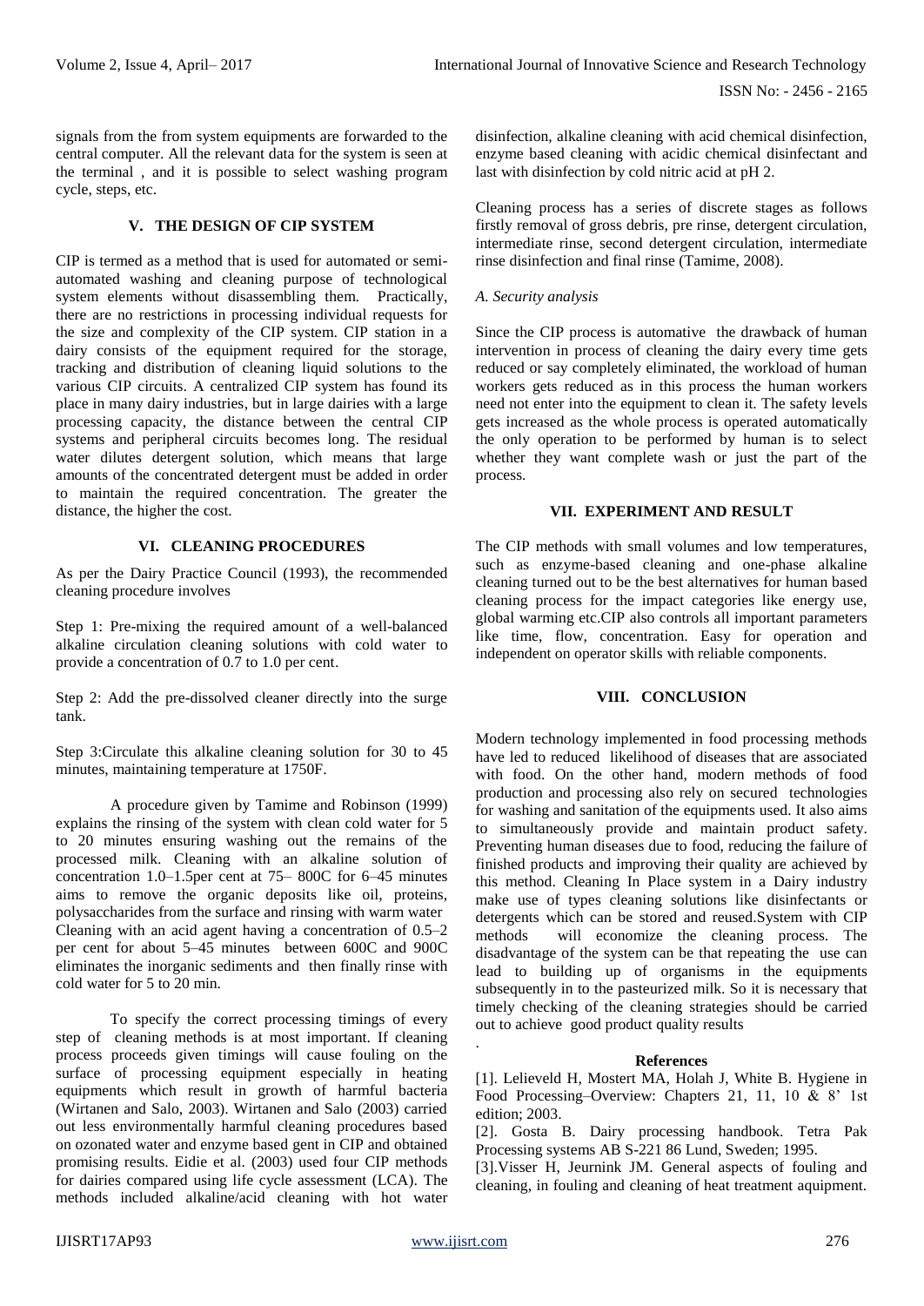signals from the from system equipments are forwarded to the central computer. All the relevant data for the system is seen at the terminal , and it is possible to select washing program cycle, steps, etc.

## V. THE DESIGN OF CIP SYSTEM

CIP is termed as a method that is used for automated or semi-automated washing and cleaning purpose of technological system elements without disassembling them. Practically, there are no restrictions in processing individual requests for the size and complexity of the CIP system. CIP station in a dairy consists of the equipment required for the storage, tracking and distribution of cleaning liquid solutions to the various CIP circuits. A centralized CIP system has found its place in many dairy industries, but in large dairies with a large processing capacity, the distance between the central CIP systems and peripheral circuits becomes long. The residual water dilutes detergent solution, which means that large amounts of the concentrated detergent must be added in order to maintain the required concentration. The greater the distance, the higher the cost.

## VI. CLEANING PROCEDURES

As per the Dairy Practice Council (1993), the recommended cleaning procedure involves

Step 1: Pre-mixing the required amount of a well-balanced alkaline circulation cleaning solutions with cold water to provide a concentration of 0.7 to 1.0 per cent.

Step 2: Add the pre-dissolved cleaner directly into the surge tank.

Step 3:Circulate this alkaline cleaning solution for 30 to 45 minutes, maintaining temperature at 1750F.

A procedure given by Tamime and Robinson (1999) explains the rinsing of the system with clean cold water for 5 to 20 minutes ensuring washing out the remains of the processed milk. Cleaning with an alkaline solution of concentration 1.0–1.5per cent at 75– 800C for 6–45 minutes aims to remove the organic deposits like oil, proteins, polysaccharides from the surface and rinsing with warm water Cleaning with an acid agent having a concentration of 0.5–2 per cent for about 5–45 minutes between 600C and 900C eliminates the inorganic sediments and then finally rinse with cold water for 5 to 20 min.

To specify the correct processing timings of every step of cleaning methods is at most important. If cleaning process proceeds given timings will cause fouling on the surface of processing equipment especially in heating equipments which result in growth of harmful bacteria (Wirtanen and Salo, 2003). Wirtanen and Salo (2003) carried out less environmentally harmful cleaning procedures based on ozonated water and enzyme based gent in CIP and obtained promising results. Eidie et al. (2003) used four CIP methods for dairies compared using life cycle assessment (LCA). The methods included alkaline/acid cleaning with hot water disinfection, alkaline cleaning with acid chemical disinfection, enzyme based cleaning with acidic chemical disinfectant and last with disinfection by cold nitric acid at pH 2.

Cleaning process has a series of discrete stages as follows firstly removal of gross debris, pre rinse, detergent circulation, intermediate rinse, second detergent circulation, intermediate rinse disinfection and final rinse (Tamime, 2008).

### *A. Security analysis*

Since the CIP process is automative the drawback of human intervention in process of cleaning the dairy every time gets reduced or say completely eliminated, the workload of human workers gets reduced as in this process the human workers need not enter into the equipment to clean it. The safety levels gets increased as the whole process is operated automatically the only operation to be performed by human is to select whether they want complete wash or just the part of the process.

## VII. EXPERIMENT AND RESULT

The CIP methods with small volumes and low temperatures, such as enzyme-based cleaning and one-phase alkaline cleaning turned out to be the best alternatives for human based cleaning process for the impact categories like energy use, global warming etc.CIP also controls all important parameters like time, flow, concentration. Easy for operation and independent on operator skills with reliable components.

## VIII. CONCLUSION

Modern technology implemented in food processing methods have led to reduced likelihood of diseases that are associated with food. On the other hand, modern methods of food production and processing also rely on secured technologies for washing and sanitation of the equipments used. It also aims to simultaneously provide and maintain product safety. Preventing human diseases due to food, reducing the failure of finished products and improving their quality are achieved by this method. Cleaning In Place system in a Dairy industry make use of types cleaning solutions like disinfectants or detergents which can be stored and reused.System with CIP methods will economize the cleaning process. The disadvantage of the system can be that repeating the use can lead to building up of organisms in the equipments subsequently in to the pasteurized milk. So it is necessary that timely checking of the cleaning strategies should be carried out to achieve good product quality results

.

### References

[1]. Lelieveld H, Mostert MA, Holah J, White B. Hygiene in Food Processing–Overview: Chapters 21, 11, 10 & 8' 1st edition; 2003.

[2]. Gosta B. Dairy processing handbook. Tetra Pak Processing systems AB S-221 86 Lund, Sweden; 1995.

[3].Visser H, Jeurnink JM. General aspects of fouling and cleaning, in fouling and cleaning of heat treatment aquipment.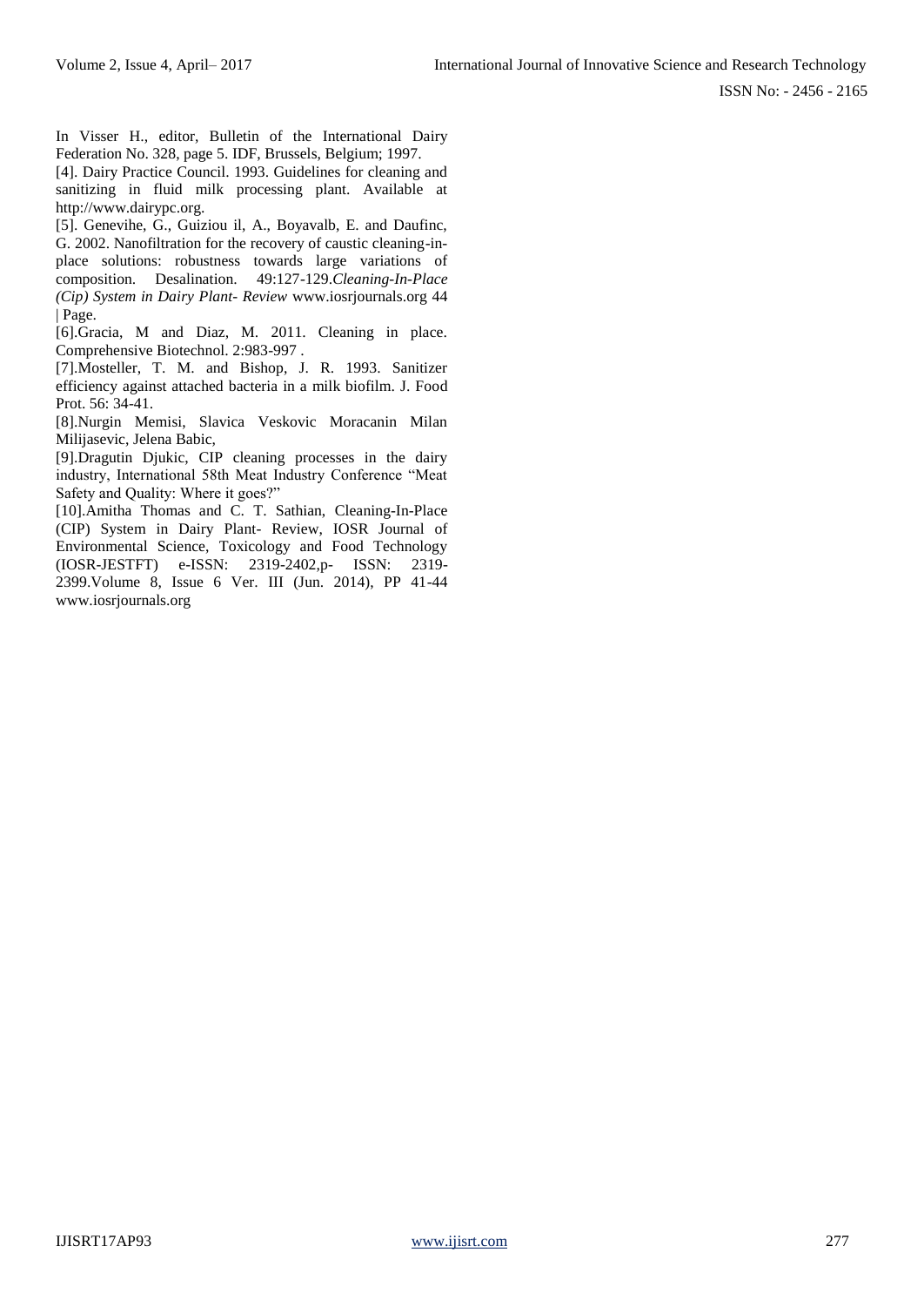In Visser H., editor, Bulletin of the International Dairy Federation No. 328, page 5. IDF, Brussels, Belgium; 1997.

[4]. Dairy Practice Council. 1993. Guidelines for cleaning and sanitizing in fluid milk processing plant. Available at http://www.dairypc.org.

[5]. Genevihe, G., Guiziou il, A., Boyavalb, E. and Daufinc, G. 2002. Nanofiltration for the recovery of caustic cleaning-in-place solutions: robustness towards large variations of composition. Desalination. 49:127-129.*Cleaning-In-Place (Cip) System in Dairy Plant- Review* www.iosrjournals.org 44 | Page.

[6].Gracia, M and Diaz, M. 2011. Cleaning in place. Comprehensive Biotechnol. 2:983-997 .

[7].Mosteller, T. M. and Bishop, J. R. 1993. Sanitizer efficiency against attached bacteria in a milk biofilm. J. Food Prot. 56: 34-41.

[8].Nurgin Memisi, Slavica Veskovic Moracanin Milan Milijasevic, Jelena Babic,

[9].Dragutin Djukic, CIP cleaning processes in the dairy industry, International 58th Meat Industry Conference "Meat Safety and Quality: Where it goes?"

[10].Amitha Thomas and C. T. Sathian, Cleaning-In-Place (CIP) System in Dairy Plant- Review, IOSR Journal of Environmental Science, Toxicology and Food Technology (IOSR-JESTFT) e-ISSN: 2319-2402,p- ISSN: 2319-2399.Volume 8, Issue 6 Ver. III (Jun. 2014), PP 41-44 www.iosrjournals.org